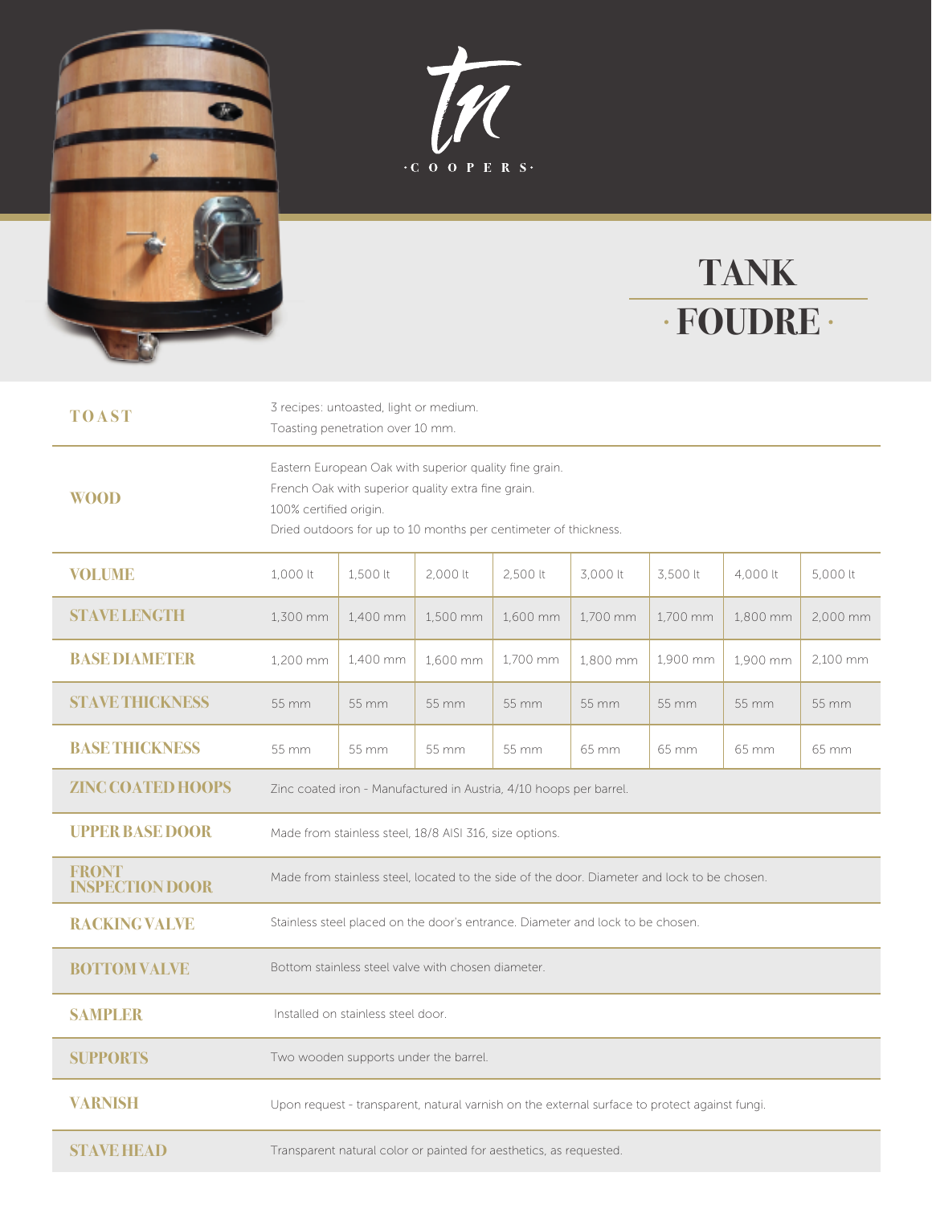TN

·COOPERS·

# TANK

# · FOUDRE ·

| | | | | | | | | |
|---|---|---|---|---|---|---|---|---|
| **TOAST** | 3 recipes: untoasted, light or medium.<br>Toasting penetration over 10 mm. | | | | | | | |
| **WOOD** | Eastern European Oak with superior quality fine grain.<br>French Oak with superior quality extra fine grain.<br>100% certified origin.<br>Dried outdoors for up to 10 months per centimeter of thickness. | | | | | | | |
| **VOLUME** | 1,000 lt | 1,500 lt | 2,000 lt | 2,500 lt | 3,000 lt | 3,500 lt | 4,000 lt | 5,000 lt |
| **STAVE LENGTH** | 1,300 mm | 1,400 mm | 1,500 mm | 1,600 mm | 1,700 mm | 1,700 mm | 1,800 mm | 2,000 mm |
| **BASE DIAMETER** | 1,200 mm | 1,400 mm | 1,600 mm | 1,700 mm | 1,800 mm | 1,900 mm | 1,900 mm | 2,100 mm |
| **STAVE THICKNESS** | 55 mm | 55 mm | 55 mm | 55 mm | 55 mm | 55 mm | 55 mm | 55 mm |
| **BASE THICKNESS** | 55 mm | 55 mm | 55 mm | 55 mm | 65 mm | 65 mm | 65 mm | 65 mm |
| **ZINC COATED HOOPS** | Zinc coated iron - Manufactured in Austria, 4/10 hoops per barrel. | | | | | | | |
| **UPPER BASE DOOR** | Made from stainless steel, 18/8 AISI 316, size options. | | | | | | | |
| **FRONT INSPECTION DOOR** | Made from stainless steel, located to the side of the door. Diameter and lock to be chosen. | | | | | | | |
| **RACKING VALVE** | Stainless steel placed on the door's entrance. Diameter and lock to be chosen. | | | | | | | |
| **BOTTOM VALVE** | Bottom stainless steel valve with chosen diameter. | | | | | | | |
| **SAMPLER** | Installed on stainless steel door. | | | | | | | |
| **SUPPORTS** | Two wooden supports under the barrel. | | | | | | | |
| **VARNISH** | Upon request - transparent, natural varnish on the external surface to protect against fungi. | | | | | | | |
| **STAVE HEAD** | Transparent natural color or painted for aesthetics, as requested. | | | | | | | |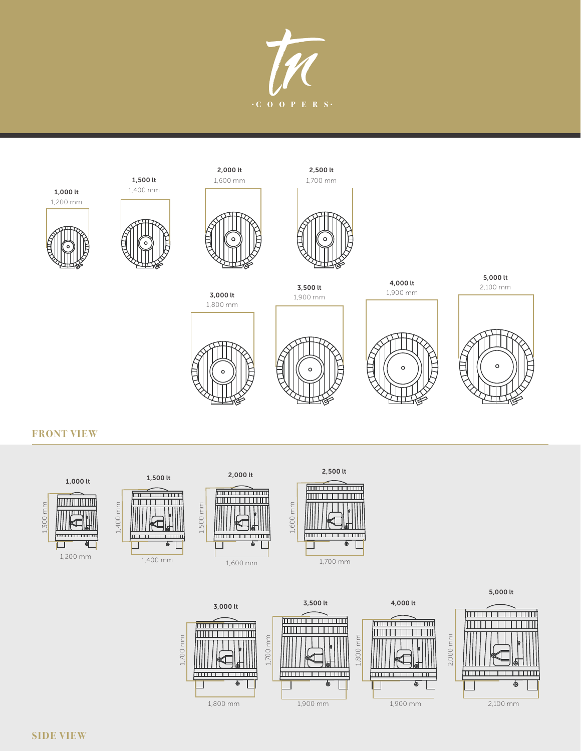tn

·C O O P E R S·

1,000 lt
1,200 mm

1,500 lt
1,400 mm

2,000 lt
1,600 mm

2,500 lt
1,700 mm

3,000 lt
1,800 mm

3,500 lt
1,900 mm

4,000 lt
1,900 mm

5,000 lt
2,100 mm

## FRONT VIEW

1,000 lt
1,300 mm
1,200 mm

1,500 lt
1,400 mm
1,400 mm

2,000 lt
1,500 mm
1,600 mm

2,500 lt
1,600 mm
1,700 mm

3,000 lt
1,700 mm
1,800 mm

3,500 lt
1,700 mm
1,900 mm

4,000 lt
1,800 mm
1,900 mm

5,000 lt
2,000 mm
2,100 mm

## SIDE VIEW